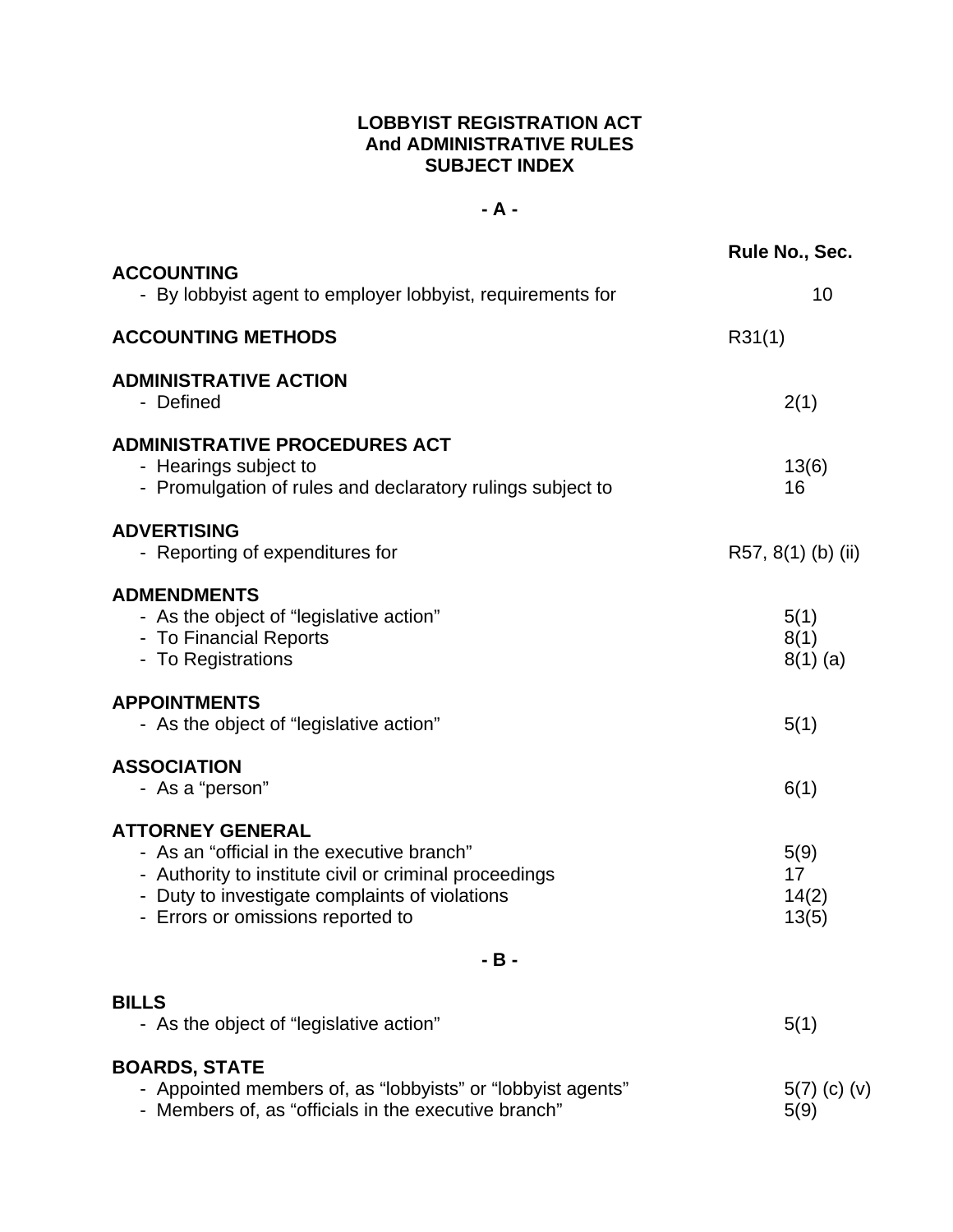# LOBBYIST REGISTRATION ACT
# And ADMINISTRATIVE RULES
# SUBJECT INDEX

## - A -

| | Rule No., Sec. |
|---|---|
| **ACCOUNTING** | |
| - By lobbyist agent to employer lobbyist, requirements for | 10 |
| **ACCOUNTING METHODS** | R31(1) |
| **ADMINISTRATIVE ACTION** | |
| - Defined | 2(1) |
| **ADMINISTRATIVE PROCEDURES ACT** | |
| - Hearings subject to | 13(6) |
| - Promulgation of rules and declaratory rulings subject to | 16 |
| **ADVERTISING** | |
| - Reporting of expenditures for | R57, 8(1) (b) (ii) |
| **ADMENDMENTS** | |
| - As the object of "legislative action" | 5(1) |
| - To Financial Reports | 8(1) |
| - To Registrations | 8(1) (a) |
| **APPOINTMENTS** | |
| - As the object of "legislative action" | 5(1) |
| **ASSOCIATION** | |
| - As a "person" | 6(1) |
| **ATTORNEY GENERAL** | |
| - As an "official in the executive branch" | 5(9) |
| - Authority to institute civil or criminal proceedings | 17 |
| - Duty to investigate complaints of violations | 14(2) |
| - Errors or omissions reported to | 13(5) |

## - B -

| | Rule No., Sec. |
|---|---|
| **BILLS** | |
| - As the object of "legislative action" | 5(1) |
| **BOARDS, STATE** | |
| - Appointed members of, as "lobbyists" or "lobbyist agents" | 5(7) (c) (v) |
| - Members of, as "officials in the executive branch" | 5(9) |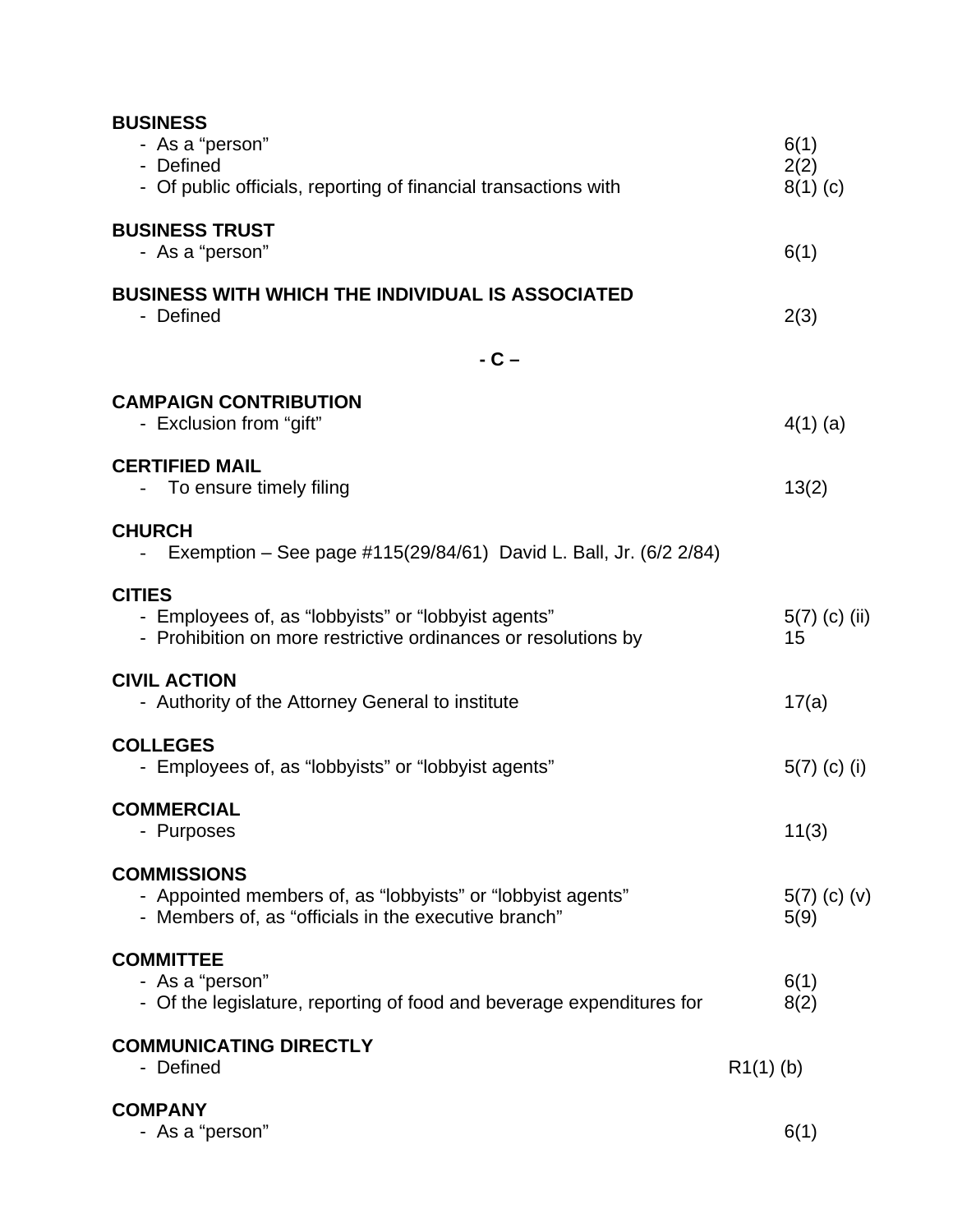**BUSINESS**

- As a "person" 6(1)
- Defined 2(2)
- Of public officials, reporting of financial transactions with 8(1) (c)

**BUSINESS TRUST**

- As a "person" 6(1)

**BUSINESS WITH WHICH THE INDIVIDUAL IS ASSOCIATED**

- Defined 2(3)

**- C –**

**CAMPAIGN CONTRIBUTION**

- Exclusion from "gift" 4(1) (a)

**CERTIFIED MAIL**

- To ensure timely filing 13(2)

**CHURCH**

- Exemption – See page #115(29/84/61) David L. Ball, Jr. (6/2 2/84)

**CITIES**

- Employees of, as "lobbyists" or "lobbyist agents" 5(7) (c) (ii)
- Prohibition on more restrictive ordinances or resolutions by 15

**CIVIL ACTION**

- Authority of the Attorney General to institute 17(a)

**COLLEGES**

- Employees of, as "lobbyists" or "lobbyist agents" 5(7) (c) (i)

**COMMERCIAL**

- Purposes 11(3)

**COMMISSIONS**

- Appointed members of, as "lobbyists" or "lobbyist agents" 5(7) (c) (v)
- Members of, as "officials in the executive branch" 5(9)

**COMMITTEE**

- As a "person" 6(1)
- Of the legislature, reporting of food and beverage expenditures for 8(2)

**COMMUNICATING DIRECTLY**

- Defined R1(1) (b)

**COMPANY**

- As a "person" 6(1)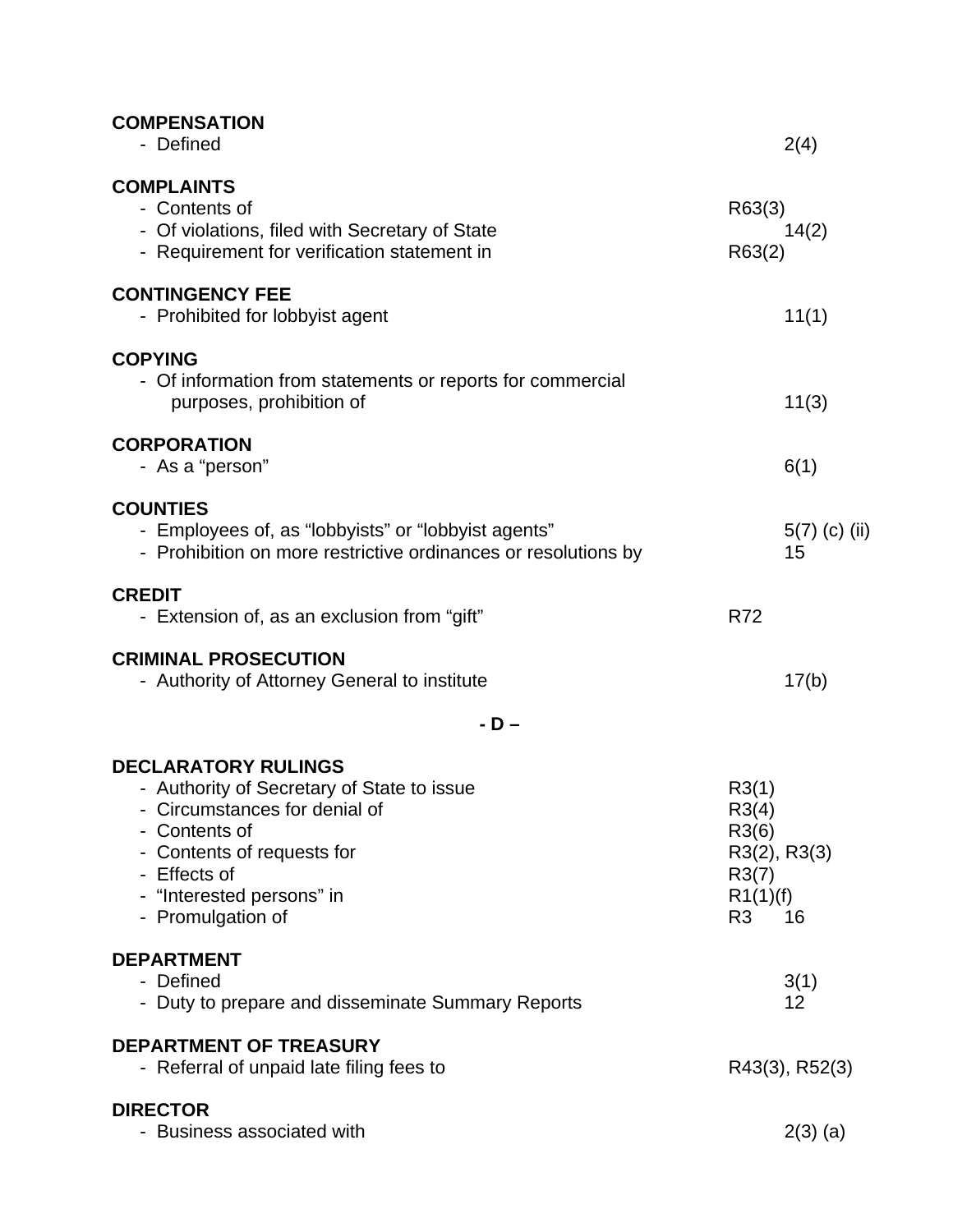**COMPENSATION**
- Defined 2(4)

**COMPLAINTS**
- Contents of R63(3)
- Of violations, filed with Secretary of State 14(2)
- Requirement for verification statement in R63(2)

**CONTINGENCY FEE**
- Prohibited for lobbyist agent 11(1)

**COPYING**
- Of information from statements or reports for commercial purposes, prohibition of 11(3)

**CORPORATION**
- As a "person" 6(1)

**COUNTIES**
- Employees of, as "lobbyists" or "lobbyist agents" 5(7) (c) (ii)
- Prohibition on more restrictive ordinances or resolutions by 15

**CREDIT**
- Extension of, as an exclusion from "gift" R72

**CRIMINAL PROSECUTION**
- Authority of Attorney General to institute 17(b)

**- D –**

**DECLARATORY RULINGS**
- Authority of Secretary of State to issue R3(1)
- Circumstances for denial of R3(4)
- Contents of R3(6)
- Contents of requests for R3(2), R3(3)
- Effects of R3(7)
- "Interested persons" in R1(1)(f)
- Promulgation of R3 16

**DEPARTMENT**
- Defined 3(1)
- Duty to prepare and disseminate Summary Reports 12

**DEPARTMENT OF TREASURY**
- Referral of unpaid late filing fees to R43(3), R52(3)

**DIRECTOR**
- Business associated with 2(3) (a)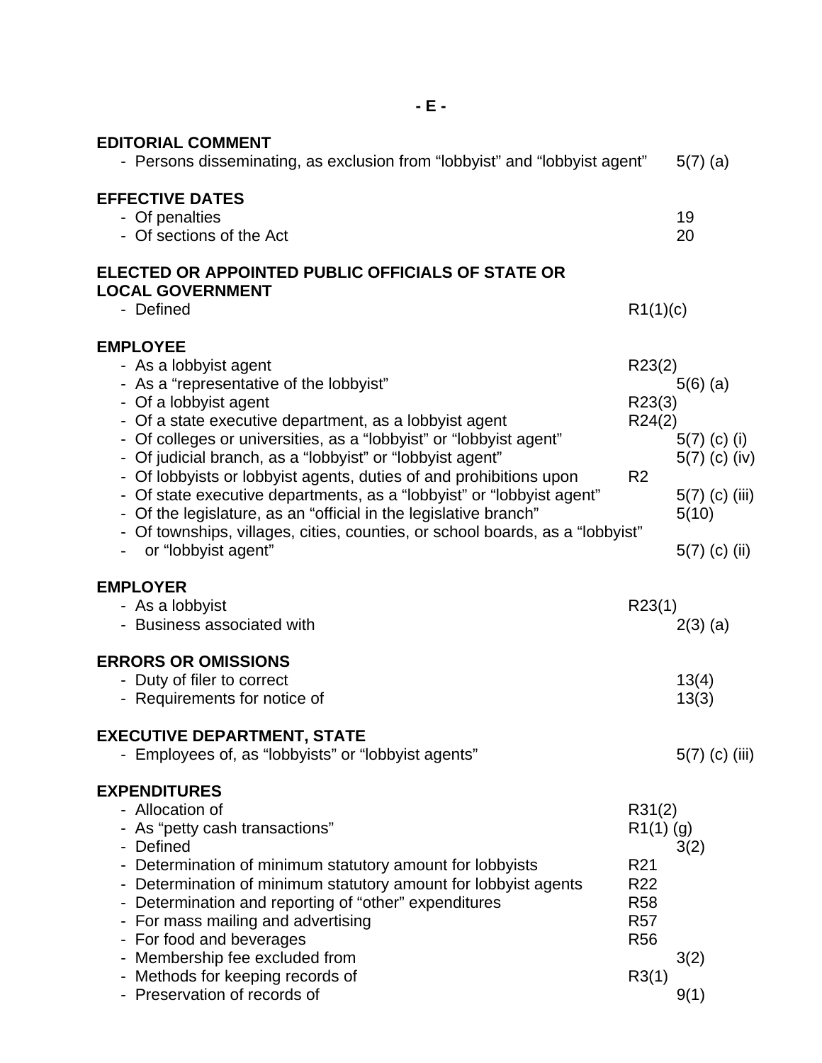## - E -

**EDITORIAL COMMENT**

- Persons disseminating, as exclusion from “lobbyist” and “lobbyist agent” 5(7) (a)

**EFFECTIVE DATES**

- Of penalties 19
- Of sections of the Act 20

**ELECTED OR APPOINTED PUBLIC OFFICIALS OF STATE OR LOCAL GOVERNMENT**

- Defined R1(1)(c)

**EMPLOYEE**

- As a lobbyist agent R23(2)
- As a “representative of the lobbyist” 5(6) (a)
- Of a lobbyist agent R23(3)
- Of a state executive department, as a lobbyist agent R24(2)
- Of colleges or universities, as a “lobbyist” or “lobbyist agent” 5(7) (c) (i)
- Of judicial branch, as a “lobbyist” or “lobbyist agent” 5(7) (c) (iv)
- Of lobbyists or lobbyist agents, duties of and prohibitions upon R2
- Of state executive departments, as a “lobbyist” or “lobbyist agent” 5(7) (c) (iii)
- Of the legislature, as an “official in the legislative branch” 5(10)
- Of townships, villages, cities, counties, or school boards, as a “lobbyist” or “lobbyist agent” 5(7) (c) (ii)

**EMPLOYER**

- As a lobbyist R23(1)
- Business associated with 2(3) (a)

**ERRORS OR OMISSIONS**

- Duty of filer to correct 13(4)
- Requirements for notice of 13(3)

**EXECUTIVE DEPARTMENT, STATE**

- Employees of, as “lobbyists” or “lobbyist agents” 5(7) (c) (iii)

**EXPENDITURES**

- Allocation of R31(2)
- As “petty cash transactions” R1(1) (g)
- Defined 3(2)
- Determination of minimum statutory amount for lobbyists R21
- Determination of minimum statutory amount for lobbyist agents R22
- Determination and reporting of “other” expenditures R58
- For mass mailing and advertising R57
- For food and beverages R56
- Membership fee excluded from 3(2)
- Methods for keeping records of R3(1)
- Preservation of records of 9(1)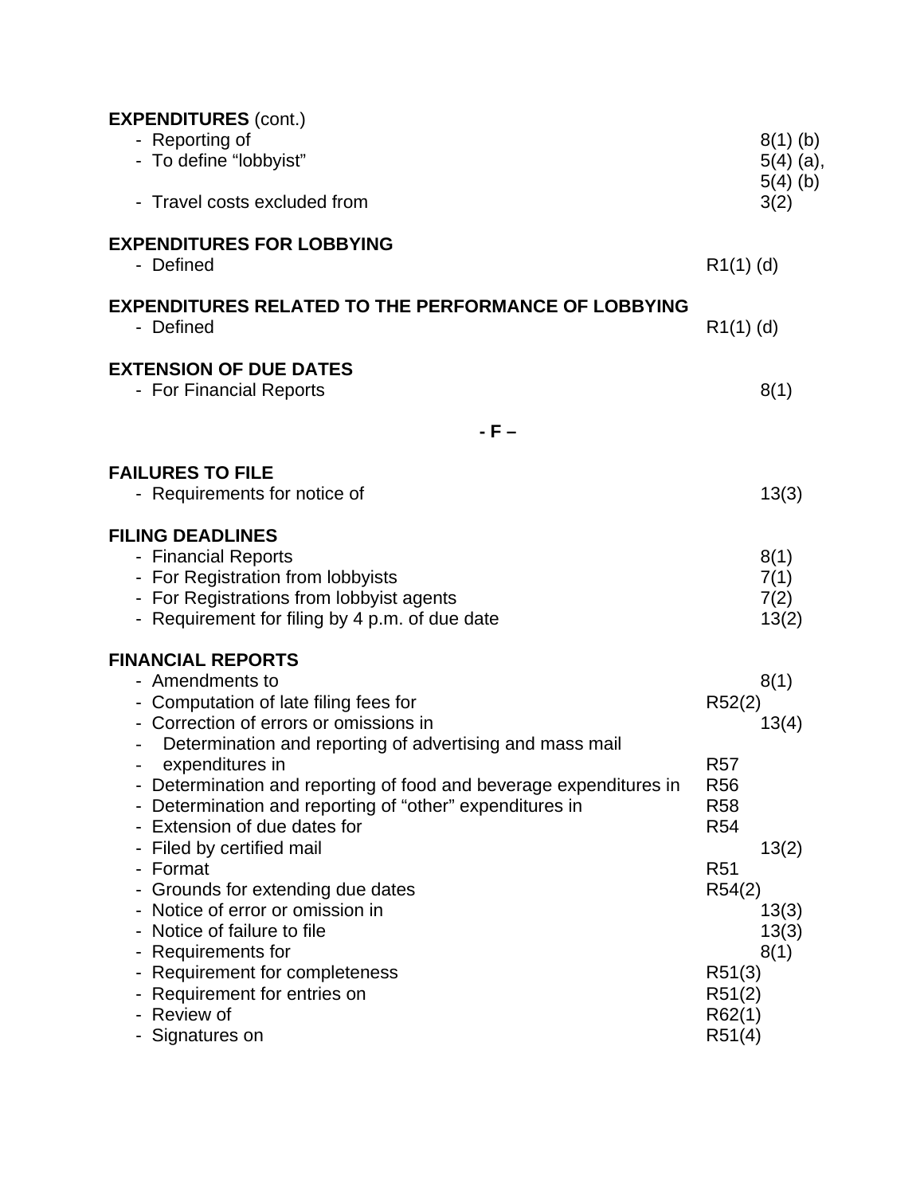**EXPENDITURES** (cont.)

| | |
|---|---|
| - Reporting of | 8(1) (b) |
| - To define "lobbyist" | 5(4) (a), 5(4) (b) |
| - Travel costs excluded from | 3(2) |

**EXPENDITURES FOR LOBBYING**

| | |
|---|---|
| - Defined | R1(1) (d) |

**EXPENDITURES RELATED TO THE PERFORMANCE OF LOBBYING**

| | |
|---|---|
| - Defined | R1(1) (d) |

**EXTENSION OF DUE DATES**

| | |
|---|---|
| - For Financial Reports | 8(1) |

**- F –**

**FAILURES TO FILE**

| | |
|---|---|
| - Requirements for notice of | 13(3) |

**FILING DEADLINES**

| | |
|---|---|
| - Financial Reports | 8(1) |
| - For Registration from lobbyists | 7(1) |
| - For Registrations from lobbyist agents | 7(2) |
| - Requirement for filing by 4 p.m. of due date | 13(2) |

**FINANCIAL REPORTS**

| | |
|---|---|
| - Amendments to | 8(1) |
| - Computation of late filing fees for | R52(2) |
| - Correction of errors or omissions in | 13(4) |
| - Determination and reporting of advertising and mass mail expenditures in | R57 |
| - Determination and reporting of food and beverage expenditures in | R56 |
| - Determination and reporting of "other" expenditures in | R58 |
| - Extension of due dates for | R54 |
| - Filed by certified mail | 13(2) |
| - Format | R51 |
| - Grounds for extending due dates | R54(2) |
| - Notice of error or omission in | 13(3) |
| - Notice of failure to file | 13(3) |
| - Requirements for | 8(1) |
| - Requirement for completeness | R51(3) |
| - Requirement for entries on | R51(2) |
| - Review of | R62(1) |
| - Signatures on | R51(4) |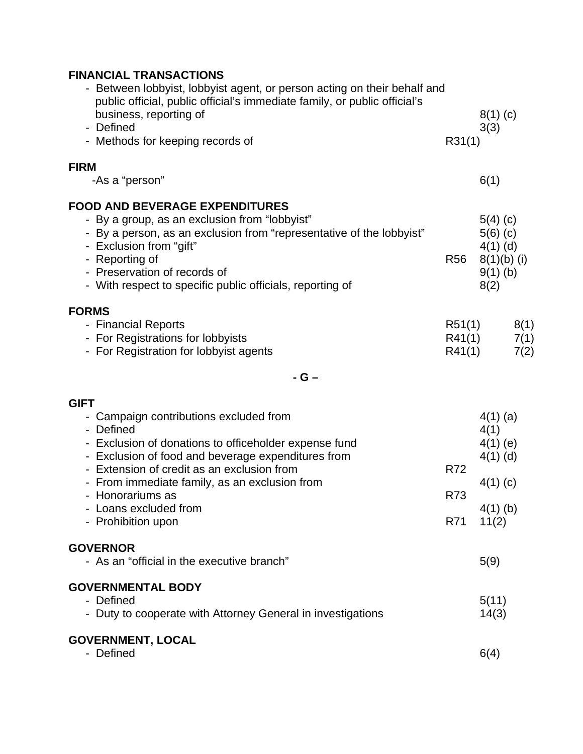**FINANCIAL TRANSACTIONS**

| | | |
|---|---|---|
| - Between lobbyist, lobbyist agent, or person acting on their behalf and public official, public official's immediate family, or public official's business, reporting of | | 8(1) (c) |
| - Defined | | 3(3) |
| - Methods for keeping records of | R31(1) | |

**FIRM**

| | | |
|---|---|---|
| -As a "person" | | 6(1) |

**FOOD AND BEVERAGE EXPENDITURES**

| | | |
|---|---|---|
| - By a group, as an exclusion from "lobbyist" | | 5(4) (c) |
| - By a person, as an exclusion from "representative of the lobbyist" | | 5(6) (c) |
| - Exclusion from "gift" | | 4(1) (d) |
| - Reporting of | R56 | 8(1)(b) (i) |
| - Preservation of records of | | 9(1) (b) |
| - With respect to specific public officials, reporting of | | 8(2) |

**FORMS**

| | | |
|---|---|---|
| - Financial Reports | R51(1) | 8(1) |
| - For Registrations for lobbyists | R41(1) | 7(1) |
| - For Registration for lobbyist agents | R41(1) | 7(2) |

**- G –**

**GIFT**

| | | |
|---|---|---|
| - Campaign contributions excluded from | | 4(1) (a) |
| - Defined | | 4(1) |
| - Exclusion of donations to officeholder expense fund | | 4(1) (e) |
| - Exclusion of food and beverage expenditures from | | 4(1) (d) |
| - Extension of credit as an exclusion from | R72 | |
| - From immediate family, as an exclusion from | | 4(1) (c) |
| - Honorariums as | R73 | |
| - Loans excluded from | | 4(1) (b) |
| - Prohibition upon | R71 | 11(2) |

**GOVERNOR**

| | | |
|---|---|---|
| - As an "official in the executive branch" | | 5(9) |

**GOVERNMENTAL BODY**

| | | |
|---|---|---|
| - Defined | | 5(11) |
| - Duty to cooperate with Attorney General in investigations | | 14(3) |

**GOVERNMENT, LOCAL**

| | | |
|---|---|---|
| - Defined | | 6(4) |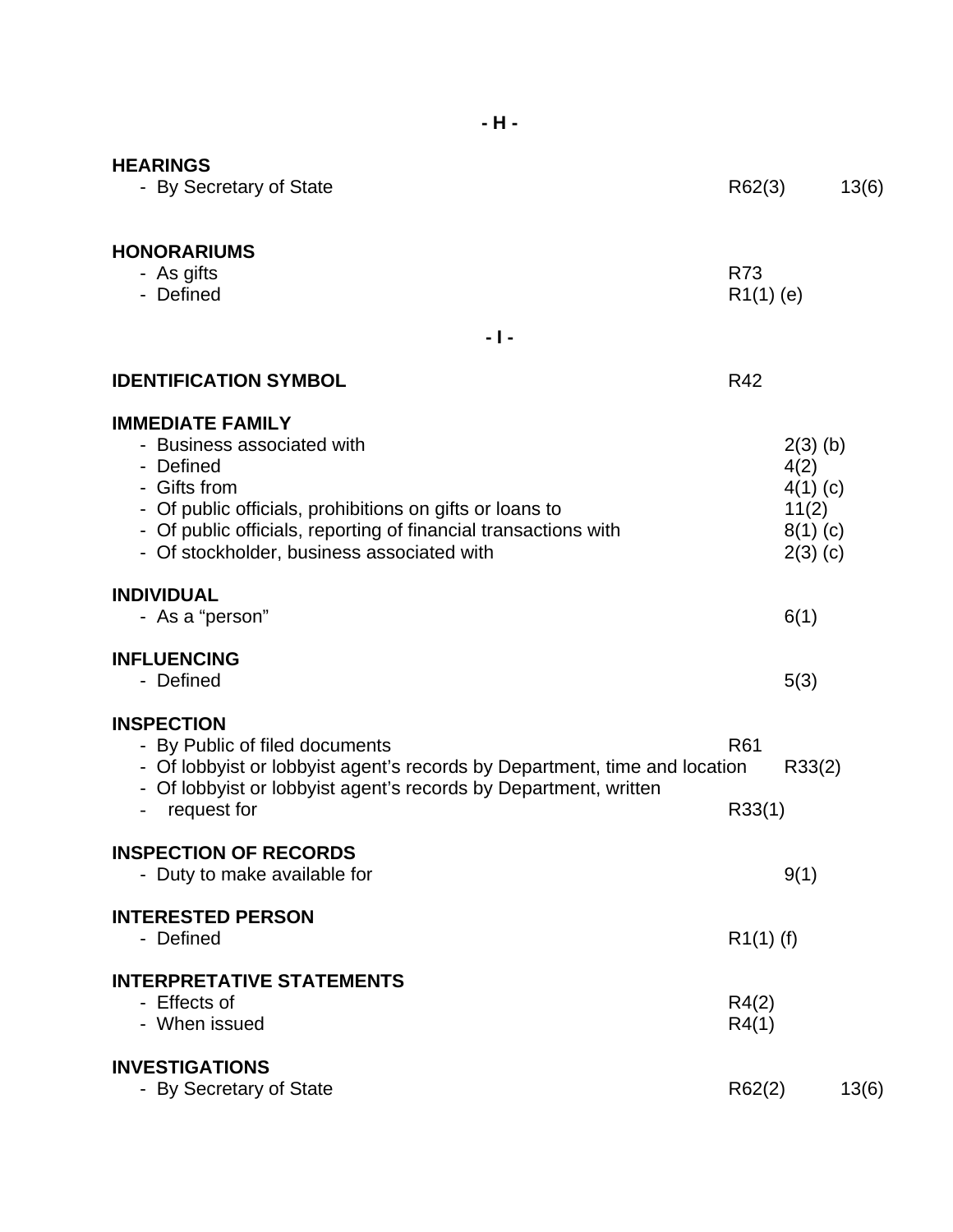## - H -

**HEARINGS**

| | | |
|---|---|---|
| - By Secretary of State | R62(3) | 13(6) |

**HONORARIUMS**

| | | |
|---|---|---|
| - As gifts | R73 | |
| - Defined | R1(1) (e) | |

## - I -

**IDENTIFICATION SYMBOL** R42

**IMMEDIATE FAMILY**

| | | |
|---|---|---|
| - Business associated with | | 2(3) (b) |
| - Defined | | 4(2) |
| - Gifts from | | 4(1) (c) |
| - Of public officials, prohibitions on gifts or loans to | | 11(2) |
| - Of public officials, reporting of financial transactions with | | 8(1) (c) |
| - Of stockholder, business associated with | | 2(3) (c) |

**INDIVIDUAL**

| | | |
|---|---|---|
| - As a "person" | | 6(1) |

**INFLUENCING**

| | | |
|---|---|---|
| - Defined | | 5(3) |

**INSPECTION**

| | | |
|---|---|---|
| - By Public of filed documents | R61 | |
| - Of lobbyist or lobbyist agent's records by Department, time and location | R33(2) | |
| - Of lobbyist or lobbyist agent's records by Department, written request for | R33(1) | |

**INSPECTION OF RECORDS**

| | | |
|---|---|---|
| - Duty to make available for | | 9(1) |

**INTERESTED PERSON**

| | | |
|---|---|---|
| - Defined | R1(1) (f) | |

**INTERPRETATIVE STATEMENTS**

| | | |
|---|---|---|
| - Effects of | R4(2) | |
| - When issued | R4(1) | |

**INVESTIGATIONS**

| | | |
|---|---|---|
| - By Secretary of State | R62(2) | 13(6) |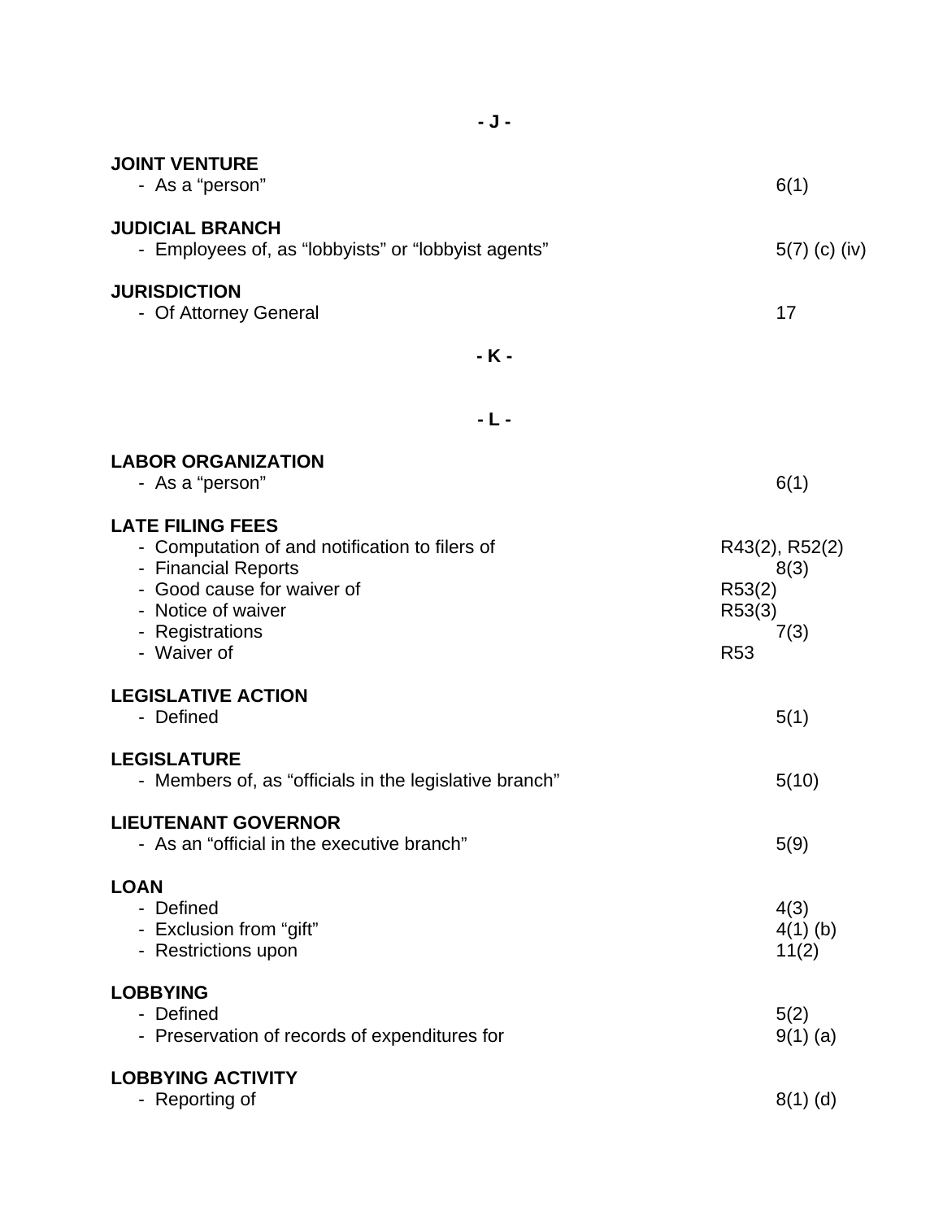## - J -

**JOINT VENTURE**

| | |
|---|---|
| - As a "person" | 6(1) |

**JUDICIAL BRANCH**

| | |
|---|---|
| - Employees of, as "lobbyists" or "lobbyist agents" | 5(7) (c) (iv) |

**JURISDICTION**

| | |
|---|---|
| - Of Attorney General | 17 |

## - K -

## - L -

**LABOR ORGANIZATION**

| | |
|---|---|
| - As a "person" | 6(1) |

**LATE FILING FEES**

| | |
|---|---|
| - Computation of and notification to filers of | R43(2), R52(2) |
| - Financial Reports | 8(3) |
| - Good cause for waiver of | R53(2) |
| - Notice of waiver | R53(3) |
| - Registrations | 7(3) |
| - Waiver of | R53 |

**LEGISLATIVE ACTION**

| | |
|---|---|
| - Defined | 5(1) |

**LEGISLATURE**

| | |
|---|---|
| - Members of, as "officials in the legislative branch" | 5(10) |

**LIEUTENANT GOVERNOR**

| | |
|---|---|
| - As an "official in the executive branch" | 5(9) |

**LOAN**

| | |
|---|---|
| - Defined | 4(3) |
| - Exclusion from "gift" | 4(1) (b) |
| - Restrictions upon | 11(2) |

**LOBBYING**

| | |
|---|---|
| - Defined | 5(2) |
| - Preservation of records of expenditures for | 9(1) (a) |

**LOBBYING ACTIVITY**

| | |
|---|---|
| - Reporting of | 8(1) (d) |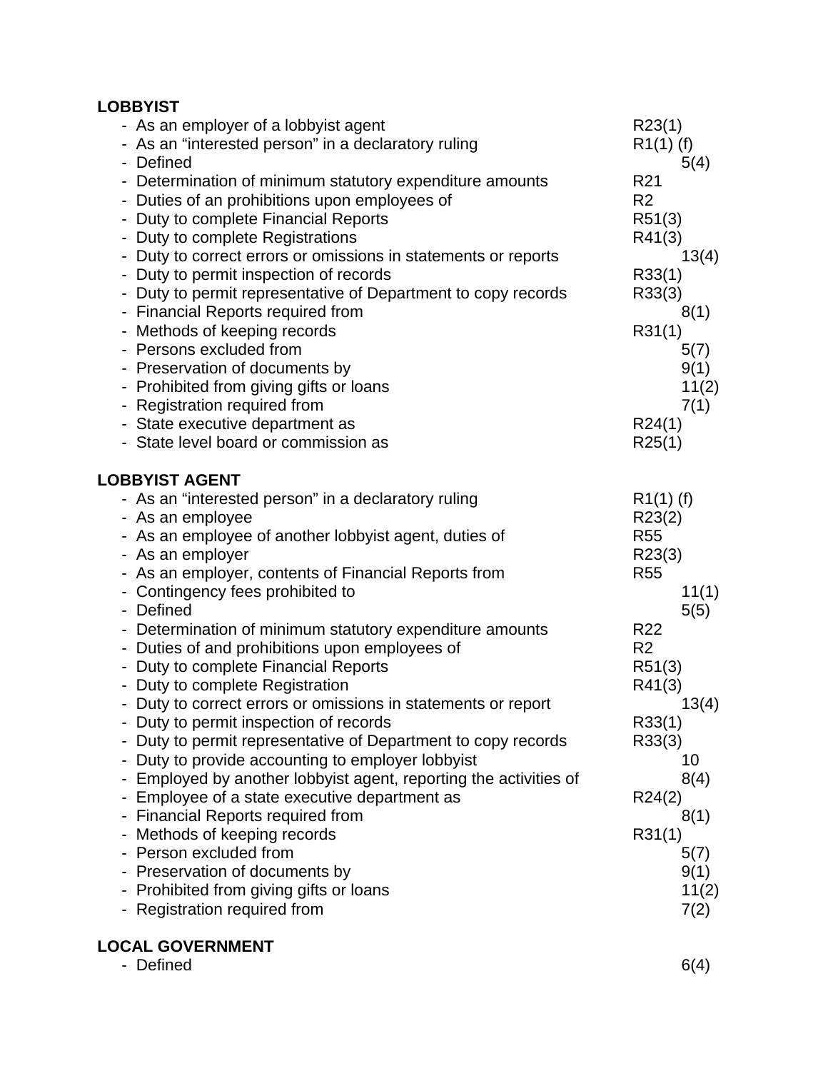**LOBBYIST**

| | |
|---|---|
| - As an employer of a lobbyist agent | R23(1) |
| - As an "interested person" in a declaratory ruling | R1(1) (f) |
| - Defined | 5(4) |
| - Determination of minimum statutory expenditure amounts | R21 |
| - Duties of an prohibitions upon employees of | R2 |
| - Duty to complete Financial Reports | R51(3) |
| - Duty to complete Registrations | R41(3) |
| - Duty to correct errors or omissions in statements or reports | 13(4) |
| - Duty to permit inspection of records | R33(1) |
| - Duty to permit representative of Department to copy records | R33(3) |
| - Financial Reports required from | 8(1) |
| - Methods of keeping records | R31(1) |
| - Persons excluded from | 5(7) |
| - Preservation of documents by | 9(1) |
| - Prohibited from giving gifts or loans | 11(2) |
| - Registration required from | 7(1) |
| - State executive department as | R24(1) |
| - State level board or commission as | R25(1) |

**LOBBYIST AGENT**

| | |
|---|---|
| - As an "interested person" in a declaratory ruling | R1(1) (f) |
| - As an employee | R23(2) |
| - As an employee of another lobbyist agent, duties of | R55 |
| - As an employer | R23(3) |
| - As an employer, contents of Financial Reports from | R55 |
| - Contingency fees prohibited to | 11(1) |
| - Defined | 5(5) |
| - Determination of minimum statutory expenditure amounts | R22 |
| - Duties of and prohibitions upon employees of | R2 |
| - Duty to complete Financial Reports | R51(3) |
| - Duty to complete Registration | R41(3) |
| - Duty to correct errors or omissions in statements or report | 13(4) |
| - Duty to permit inspection of records | R33(1) |
| - Duty to permit representative of Department to copy records | R33(3) |
| - Duty to provide accounting to employer lobbyist | 10 |
| - Employed by another lobbyist agent, reporting the activities of | 8(4) |
| - Employee of a state executive department as | R24(2) |
| - Financial Reports required from | 8(1) |
| - Methods of keeping records | R31(1) |
| - Person excluded from | 5(7) |
| - Preservation of documents by | 9(1) |
| - Prohibited from giving gifts or loans | 11(2) |
| - Registration required from | 7(2) |

**LOCAL GOVERNMENT**

| | |
|---|---|
| - Defined | 6(4) |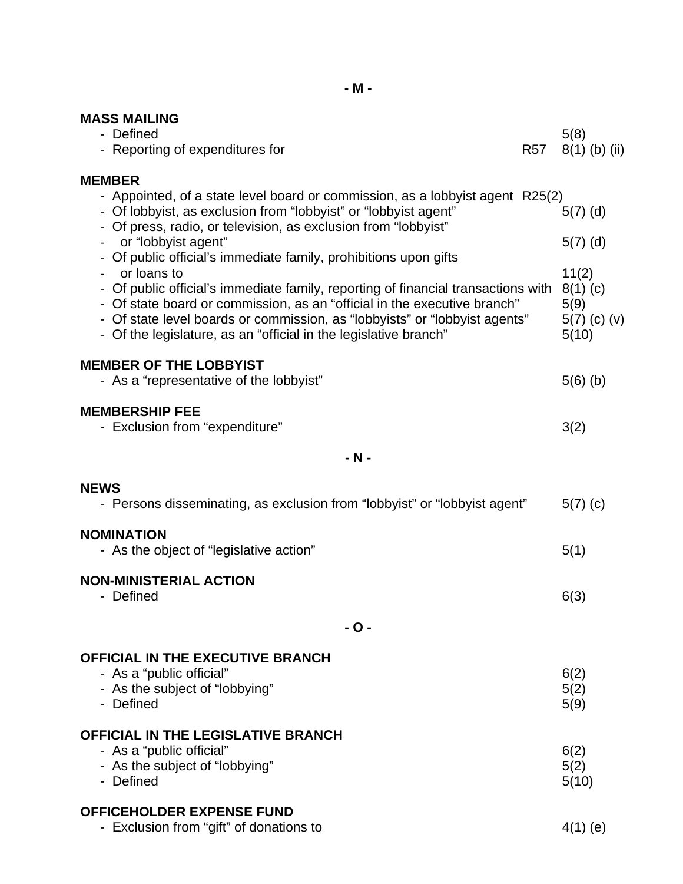**- M -**

**MASS MAILING**

| Entry | Rule | Section |
|---|---|---|
| - Defined | | 5(8) |
| - Reporting of expenditures for | R57 | 8(1) (b) (ii) |

**MEMBER**

| Entry | Rule | Section |
|---|---|---|
| - Appointed, of a state level board or commission, as a lobbyist agent | R25(2) | |
| - Of lobbyist, as exclusion from "lobbyist" or "lobbyist agent" | | 5(7) (d) |
| - Of press, radio, or television, as exclusion from "lobbyist" or "lobbyist agent" | | 5(7) (d) |
| - Of public official's immediate family, prohibitions upon gifts or loans to | | 11(2) |
| - Of public official's immediate family, reporting of financial transactions with | | 8(1) (c) |
| - Of state board or commission, as an "official in the executive branch" | | 5(9) |
| - Of state level boards or commission, as "lobbyists" or "lobbyist agents" | | 5(7) (c) (v) |
| - Of the legislature, as an "official in the legislative branch" | | 5(10) |

**MEMBER OF THE LOBBYIST**

| Entry | Rule | Section |
|---|---|---|
| - As a "representative of the lobbyist" | | 5(6) (b) |

**MEMBERSHIP FEE**

| Entry | Rule | Section |
|---|---|---|
| - Exclusion from "expenditure" | | 3(2) |

**- N -**

**NEWS**

| Entry | Rule | Section |
|---|---|---|
| - Persons disseminating, as exclusion from "lobbyist" or "lobbyist agent" | | 5(7) (c) |

**NOMINATION**

| Entry | Rule | Section |
|---|---|---|
| - As the object of "legislative action" | | 5(1) |

**NON-MINISTERIAL ACTION**

| Entry | Rule | Section |
|---|---|---|
| - Defined | | 6(3) |

**- O -**

**OFFICIAL IN THE EXECUTIVE BRANCH**

| Entry | Rule | Section |
|---|---|---|
| - As a "public official" | | 6(2) |
| - As the subject of "lobbying" | | 5(2) |
| - Defined | | 5(9) |

**OFFICIAL IN THE LEGISLATIVE BRANCH**

| Entry | Rule | Section |
|---|---|---|
| - As a "public official" | | 6(2) |
| - As the subject of "lobbying" | | 5(2) |
| - Defined | | 5(10) |

**OFFICEHOLDER EXPENSE FUND**

| Entry | Rule | Section |
|---|---|---|
| - Exclusion from "gift" of donations to | | 4(1) (e) |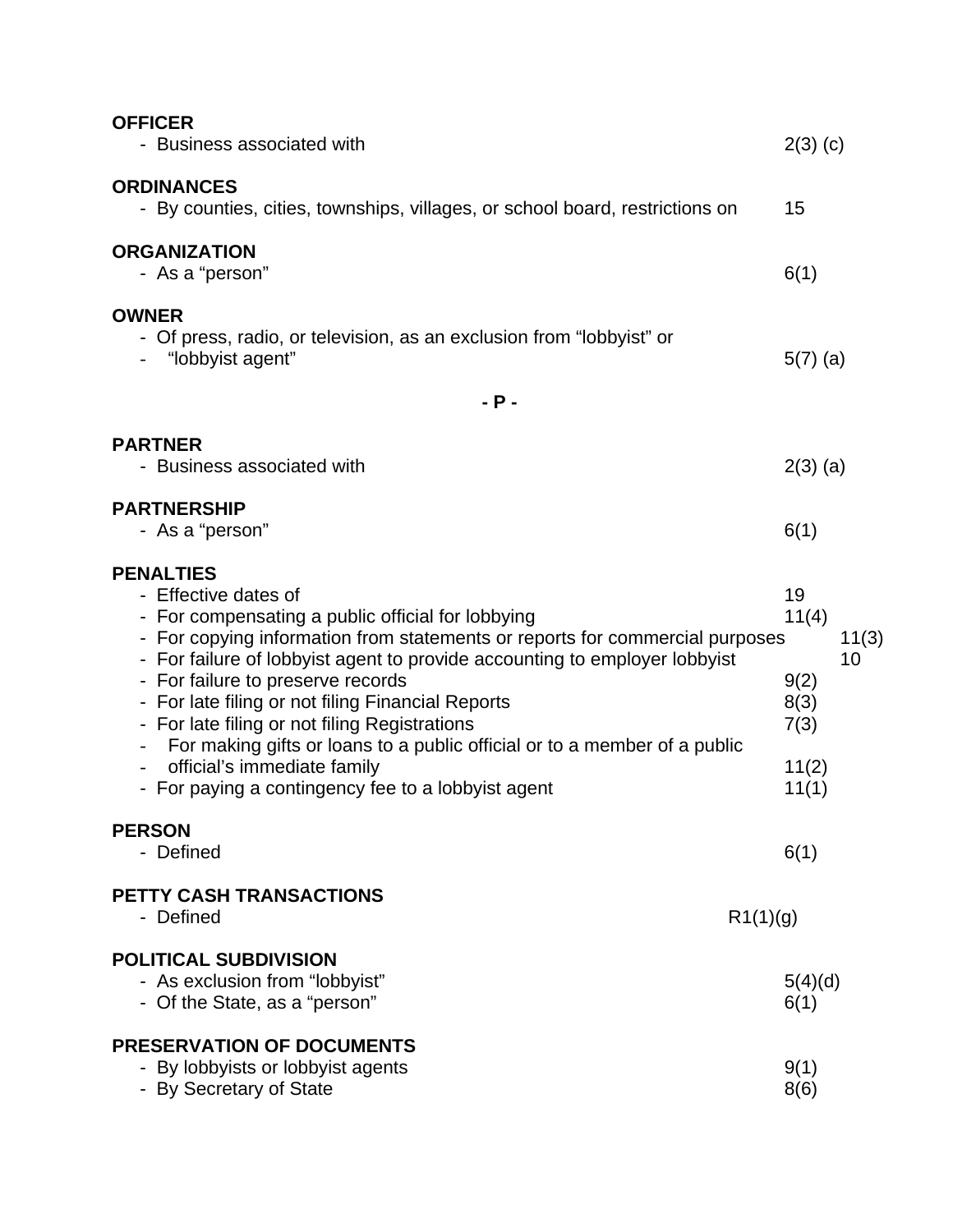**OFFICER**
- Business associated with 2(3) (c)

**ORDINANCES**
- By counties, cities, townships, villages, or school board, restrictions on 15

**ORGANIZATION**
- As a "person" 6(1)

**OWNER**
- Of press, radio, or television, as an exclusion from "lobbyist" or
- "lobbyist agent" 5(7) (a)

**- P -**

**PARTNER**
- Business associated with 2(3) (a)

**PARTNERSHIP**
- As a "person" 6(1)

**PENALTIES**
- Effective dates of 19
- For compensating a public official for lobbying 11(4)
- For copying information from statements or reports for commercial purposes 11(3)
- For failure of lobbyist agent to provide accounting to employer lobbyist 10
- For failure to preserve records 9(2)
- For late filing or not filing Financial Reports 8(3)
- For late filing or not filing Registrations 7(3)
- For making gifts or loans to a public official or to a member of a public
- official's immediate family 11(2)
- For paying a contingency fee to a lobbyist agent 11(1)

**PERSON**
- Defined 6(1)

**PETTY CASH TRANSACTIONS**
- Defined R1(1)(g)

**POLITICAL SUBDIVISION**
- As exclusion from "lobbyist" 5(4)(d)
- Of the State, as a "person" 6(1)

**PRESERVATION OF DOCUMENTS**
- By lobbyists or lobbyist agents 9(1)
- By Secretary of State 8(6)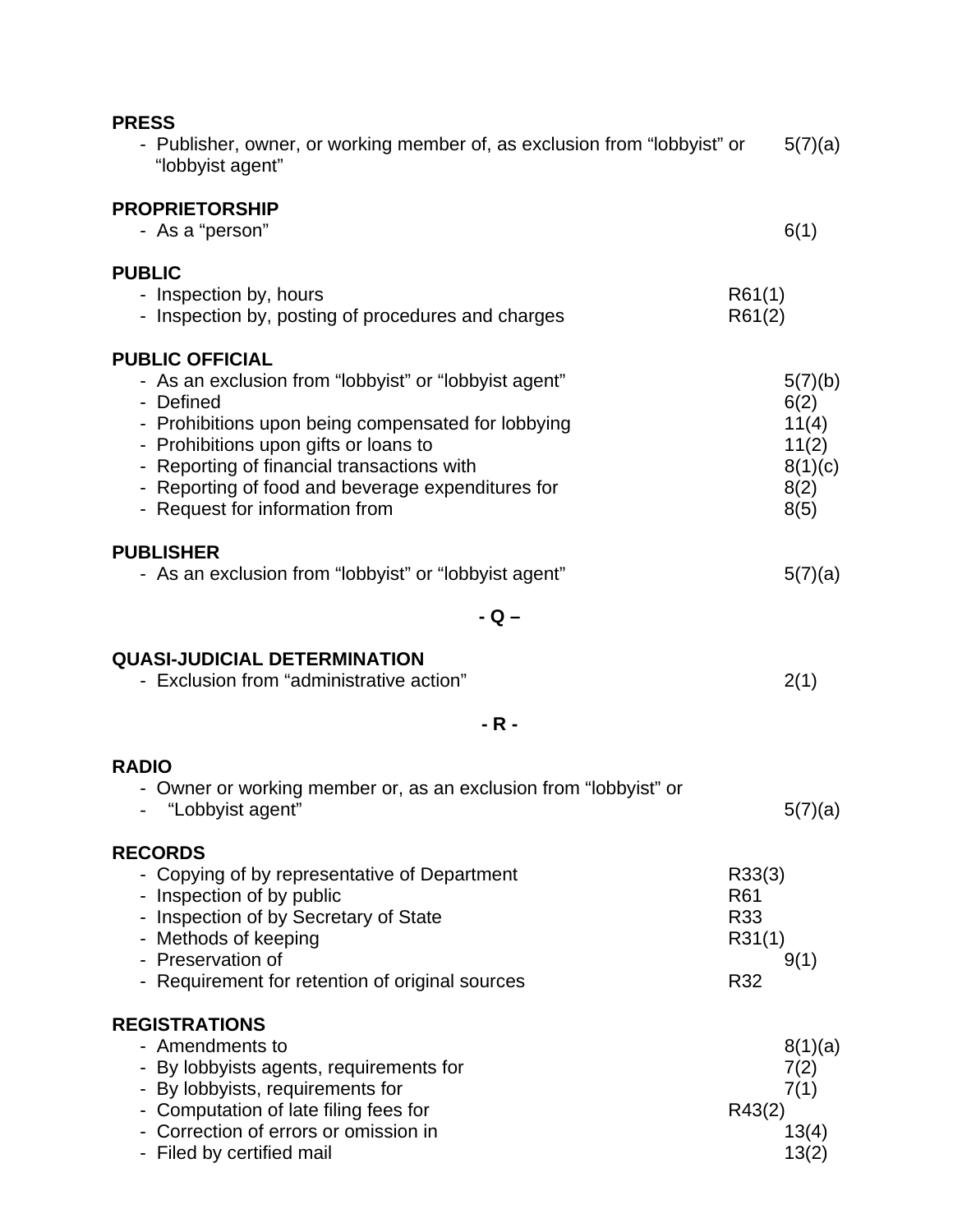**PRESS**

- Publisher, owner, or working member of, as exclusion from "lobbyist" or "lobbyist agent" 5(7)(a)

**PROPRIETORSHIP**

- As a "person" 6(1)

**PUBLIC**

- Inspection by, hours R61(1)
- Inspection by, posting of procedures and charges R61(2)

**PUBLIC OFFICIAL**

- As an exclusion from "lobbyist" or "lobbyist agent" 5(7)(b)
- Defined 6(2)
- Prohibitions upon being compensated for lobbying 11(4)
- Prohibitions upon gifts or loans to 11(2)
- Reporting of financial transactions with 8(1)(c)
- Reporting of food and beverage expenditures for 8(2)
- Request for information from 8(5)

**PUBLISHER**

- As an exclusion from "lobbyist" or "lobbyist agent" 5(7)(a)

**- Q –**

**QUASI-JUDICIAL DETERMINATION**

- Exclusion from "administrative action" 2(1)

**- R -**

**RADIO**

- Owner or working member or, as an exclusion from "lobbyist" or
- "Lobbyist agent" 5(7)(a)

**RECORDS**

- Copying of by representative of Department R33(3)
- Inspection of by public R61
- Inspection of by Secretary of State R33
- Methods of keeping R31(1)
- Preservation of 9(1)
- Requirement for retention of original sources R32

**REGISTRATIONS**

- Amendments to 8(1)(a)
- By lobbyists agents, requirements for 7(2)
- By lobbyists, requirements for 7(1)
- Computation of late filing fees for R43(2)
- Correction of errors or omission in 13(4)
- Filed by certified mail 13(2)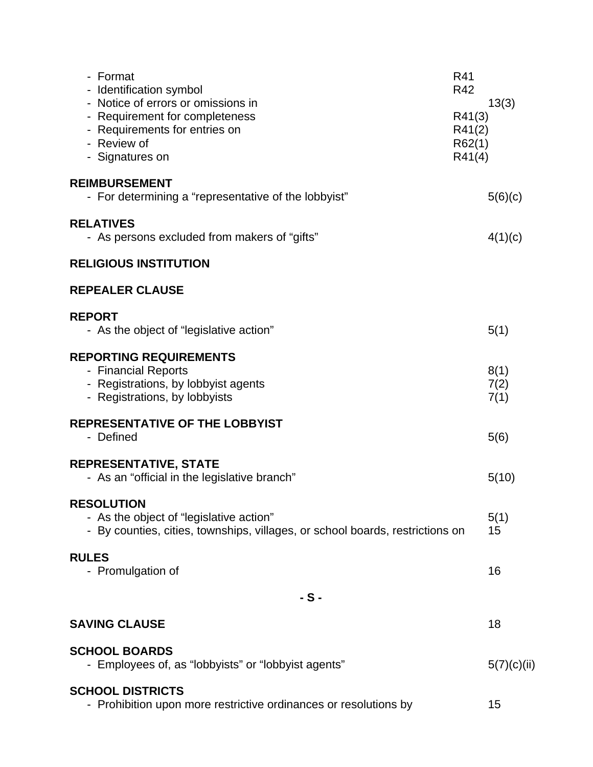- Format R41
- Identification symbol R42
- Notice of errors or omissions in 13(3)
- Requirement for completeness R41(3)
- Requirements for entries on R41(2)
- Review of R62(1)
- Signatures on R41(4)

**REIMBURSEMENT**
- For determining a "representative of the lobbyist" 5(6)(c)

**RELATIVES**
- As persons excluded from makers of "gifts" 4(1)(c)

**RELIGIOUS INSTITUTION**

**REPEALER CLAUSE**

**REPORT**
- As the object of "legislative action" 5(1)

**REPORTING REQUIREMENTS**
- Financial Reports 8(1)
- Registrations, by lobbyist agents 7(2)
- Registrations, by lobbyists 7(1)

**REPRESENTATIVE OF THE LOBBYIST**
- Defined 5(6)

**REPRESENTATIVE, STATE**
- As an "official in the legislative branch" 5(10)

**RESOLUTION**
- As the object of "legislative action" 5(1)
- By counties, cities, townships, villages, or school boards, restrictions on 15

**RULES**
- Promulgation of 16

**- S -**

**SAVING CLAUSE** 18

**SCHOOL BOARDS**
- Employees of, as "lobbyists" or "lobbyist agents" 5(7)(c)(ii)

**SCHOOL DISTRICTS**
- Prohibition upon more restrictive ordinances or resolutions by 15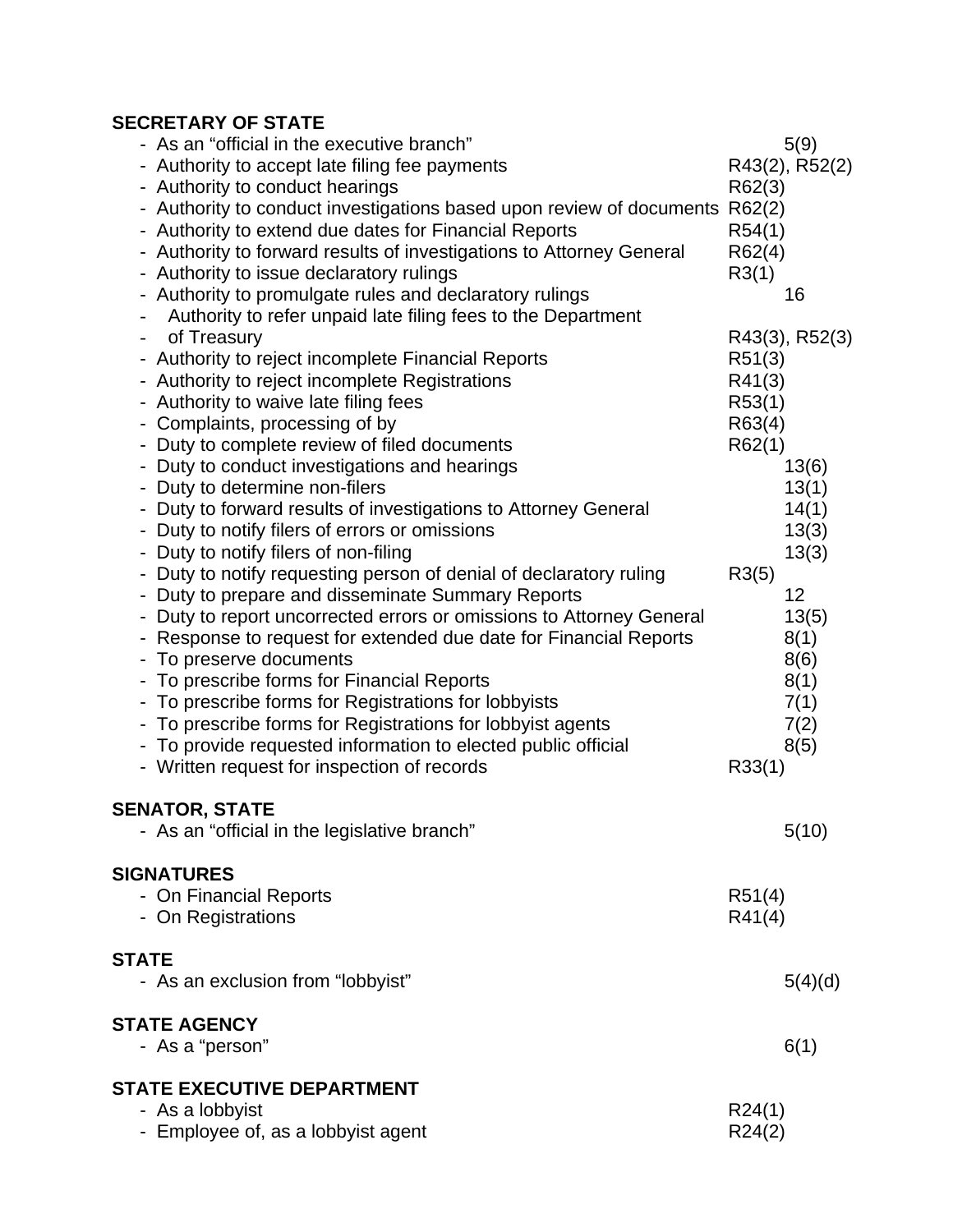**SECRETARY OF STATE**

- As an "official in the executive branch" 5(9)
- Authority to accept late filing fee payments R43(2), R52(2)
- Authority to conduct hearings R62(3)
- Authority to conduct investigations based upon review of documents R62(2)
- Authority to extend due dates for Financial Reports R54(1)
- Authority to forward results of investigations to Attorney General R62(4)
- Authority to issue declaratory rulings R3(1)
- Authority to promulgate rules and declaratory rulings 16
- Authority to refer unpaid late filing fees to the Department of Treasury R43(3), R52(3)
- Authority to reject incomplete Financial Reports R51(3)
- Authority to reject incomplete Registrations R41(3)
- Authority to waive late filing fees R53(1)
- Complaints, processing of by R63(4)
- Duty to complete review of filed documents R62(1)
- Duty to conduct investigations and hearings 13(6)
- Duty to determine non-filers 13(1)
- Duty to forward results of investigations to Attorney General 14(1)
- Duty to notify filers of errors or omissions 13(3)
- Duty to notify filers of non-filing 13(3)
- Duty to notify requesting person of denial of declaratory ruling R3(5)
- Duty to prepare and disseminate Summary Reports 12
- Duty to report uncorrected errors or omissions to Attorney General 13(5)
- Response to request for extended due date for Financial Reports 8(1)
- To preserve documents 8(6)
- To prescribe forms for Financial Reports 8(1)
- To prescribe forms for Registrations for lobbyists 7(1)
- To prescribe forms for Registrations for lobbyist agents 7(2)
- To provide requested information to elected public official 8(5)
- Written request for inspection of records R33(1)

**SENATOR, STATE**

- As an "official in the legislative branch" 5(10)

**SIGNATURES**

- On Financial Reports R51(4)
- On Registrations R41(4)

**STATE**

- As an exclusion from "lobbyist" 5(4)(d)

**STATE AGENCY**

- As a "person" 6(1)

**STATE EXECUTIVE DEPARTMENT**

- As a lobbyist R24(1)
- Employee of, as a lobbyist agent R24(2)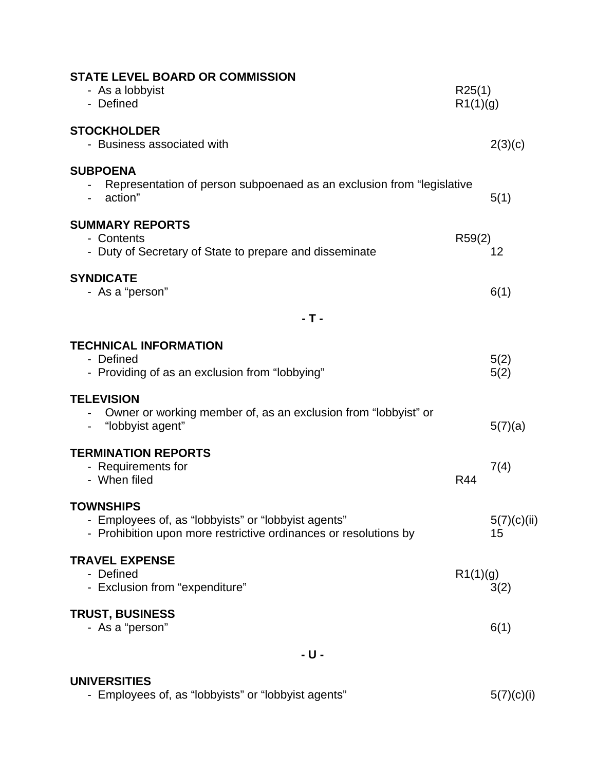**STATE LEVEL BOARD OR COMMISSION**

| | Rule | Section |
|---|---|---|
| - As a lobbyist | R25(1) | |
| - Defined | R1(1)(g) | |

**STOCKHOLDER**

| | Rule | Section |
|---|---|---|
| - Business associated with | | 2(3)(c) |

**SUBPOENA**

| | Rule | Section |
|---|---|---|
| - Representation of person subpoenaed as an exclusion from "legislative action" | | 5(1) |

**SUMMARY REPORTS**

| | Rule | Section |
|---|---|---|
| - Contents | R59(2) | |
| - Duty of Secretary of State to prepare and disseminate | | 12 |

**SYNDICATE**

| | Rule | Section |
|---|---|---|
| - As a "person" | | 6(1) |

**- T -**

**TECHNICAL INFORMATION**

| | Rule | Section |
|---|---|---|
| - Defined | | 5(2) |
| - Providing of as an exclusion from "lobbying" | | 5(2) |

**TELEVISION**

| | Rule | Section |
|---|---|---|
| - Owner or working member of, as an exclusion from "lobbyist" or "lobbyist agent" | | 5(7)(a) |

**TERMINATION REPORTS**

| | Rule | Section |
|---|---|---|
| - Requirements for | | 7(4) |
| - When filed | R44 | |

**TOWNSHIPS**

| | Rule | Section |
|---|---|---|
| - Employees of, as "lobbyists" or "lobbyist agents" | | 5(7)(c)(ii) |
| - Prohibition upon more restrictive ordinances or resolutions by | | 15 |

**TRAVEL EXPENSE**

| | Rule | Section |
|---|---|---|
| - Defined | R1(1)(g) | |
| - Exclusion from "expenditure" | | 3(2) |

**TRUST, BUSINESS**

| | Rule | Section |
|---|---|---|
| - As a "person" | | 6(1) |

**- U -**

**UNIVERSITIES**

| | Rule | Section |
|---|---|---|
| - Employees of, as "lobbyists" or "lobbyist agents" | | 5(7)(c)(i) |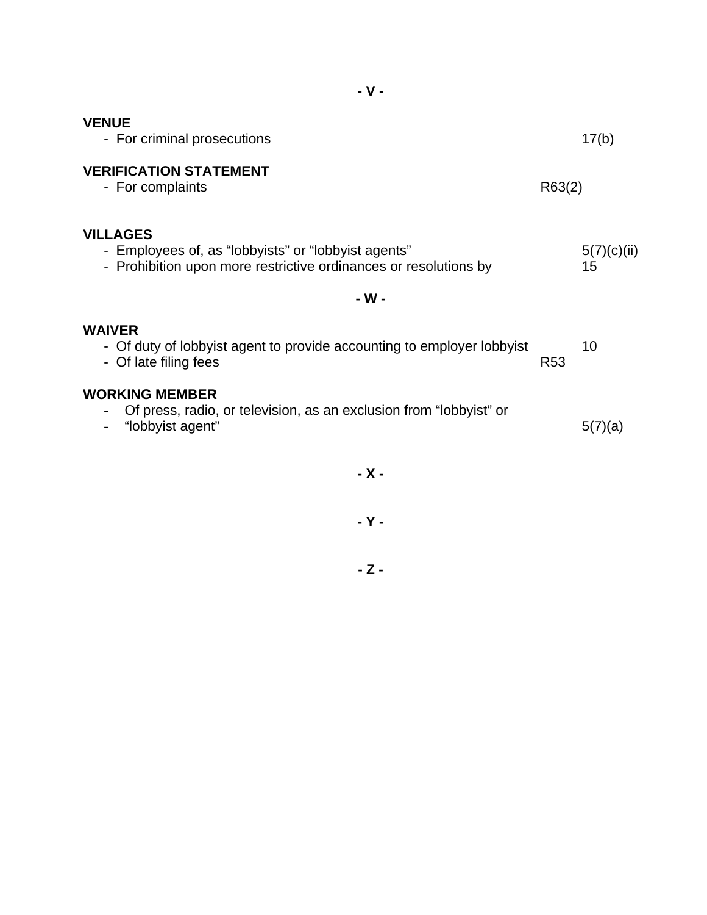**- V -**

**VENUE**

- For criminal prosecutions 17(b)

**VERIFICATION STATEMENT**

- For complaints R63(2)

**VILLAGES**

- Employees of, as "lobbyists" or "lobbyist agents" 5(7)(c)(ii)
- Prohibition upon more restrictive ordinances or resolutions by 15

**- W -**

**WAIVER**

- Of duty of lobbyist agent to provide accounting to employer lobbyist 10
- Of late filing fees R53

**WORKING MEMBER**

- Of press, radio, or television, as an exclusion from "lobbyist" or
- "lobbyist agent" 5(7)(a)

**- X -**

**- Y -**

**- Z -**